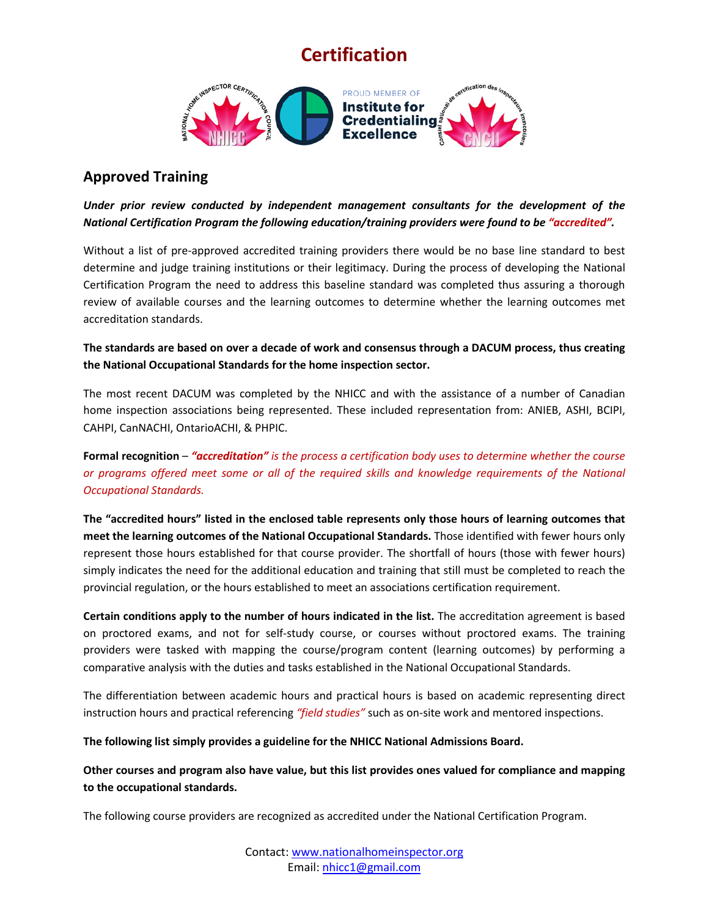# Certification

## Approved Training

***Under prior review conducted by independent management consultants for the development of the National Certification Program the following education/training providers were found to be "accredited".***

Without a list of pre-approved accredited training providers there would be no base line standard to best determine and judge training institutions or their legitimacy. During the process of developing the National Certification Program the need to address this baseline standard was completed thus assuring a thorough review of available courses and the learning outcomes to determine whether the learning outcomes met accreditation standards.

**The standards are based on over a decade of work and consensus through a DACUM process, thus creating the National Occupational Standards for the home inspection sector.**

The most recent DACUM was completed by the NHICC and with the assistance of a number of Canadian home inspection associations being represented. These included representation from: ANIEB, ASHI, BCIPI, CAHPI, CanNACHI, OntarioACHI, & PHPIC.

**Formal recognition** – ***"accreditation"*** *is the process a certification body uses to determine whether the course or programs offered meet some or all of the required skills and knowledge requirements of the National Occupational Standards.*

**The "accredited hours" listed in the enclosed table represents only those hours of learning outcomes that meet the learning outcomes of the National Occupational Standards.** Those identified with fewer hours only represent those hours established for that course provider. The shortfall of hours (those with fewer hours) simply indicates the need for the additional education and training that still must be completed to reach the provincial regulation, or the hours established to meet an associations certification requirement.

**Certain conditions apply to the number of hours indicated in the list.** The accreditation agreement is based on proctored exams, and not for self-study course, or courses without proctored exams. The training providers were tasked with mapping the course/program content (learning outcomes) by performing a comparative analysis with the duties and tasks established in the National Occupational Standards.

The differentiation between academic hours and practical hours is based on academic representing direct instruction hours and practical referencing *"field studies"* such as on-site work and mentored inspections.

**The following list simply provides a guideline for the NHICC National Admissions Board.**

**Other courses and program also have value, but this list provides ones valued for compliance and mapping to the occupational standards.**

The following course providers are recognized as accredited under the National Certification Program.

Contact: www.nationalhomeinspector.org
Email: nhicc1@gmail.com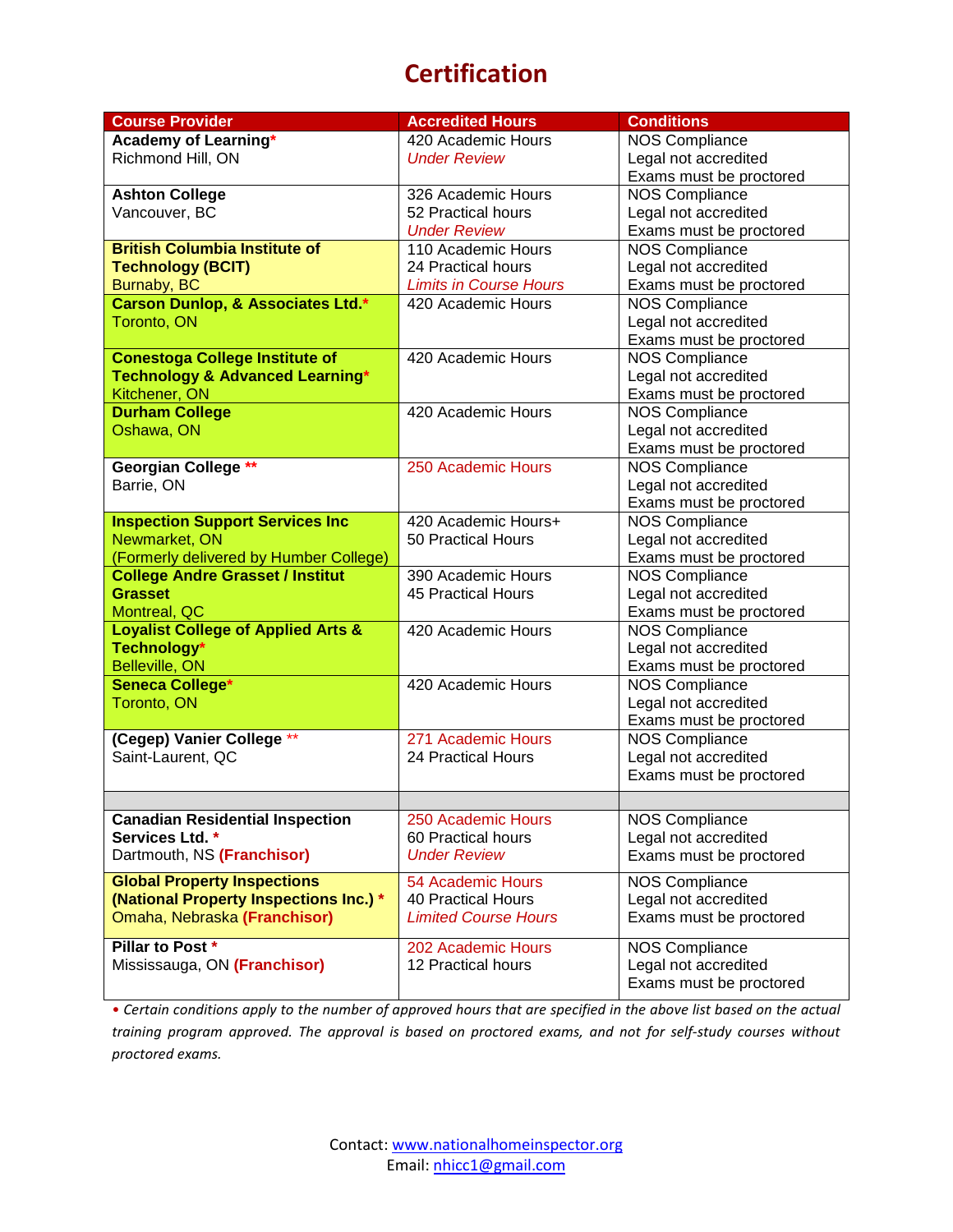# Certification

| Course Provider | Accredited Hours | Conditions |
|---|---|---|
| **Academy of Learning*** Richmond Hill, ON | 420 Academic Hours *Under Review* | NOS Compliance Legal not accredited Exams must be proctored |
| **Ashton College** Vancouver, BC | 326 Academic Hours 52 Practical hours *Under Review* | NOS Compliance Legal not accredited Exams must be proctored |
| **British Columbia Institute of Technology (BCIT)** Burnaby, BC | 110 Academic Hours 24 Practical hours *Limits in Course Hours* | NOS Compliance Legal not accredited Exams must be proctored |
| **Carson Dunlop, & Associates Ltd.*** Toronto, ON | 420 Academic Hours | NOS Compliance Legal not accredited Exams must be proctored |
| **Conestoga College Institute of Technology & Advanced Learning*** Kitchener, ON | 420 Academic Hours | NOS Compliance Legal not accredited Exams must be proctored |
| **Durham College** Oshawa, ON | 420 Academic Hours | NOS Compliance Legal not accredited Exams must be proctored |
| **Georgian College ****  Barrie, ON | 250 Academic Hours | NOS Compliance Legal not accredited Exams must be proctored |
| **Inspection Support Services Inc** Newmarket, ON (Formerly delivered by Humber College) | 420 Academic Hours+ 50 Practical Hours | NOS Compliance Legal not accredited Exams must be proctored |
| **College Andre Grasset / Institut Grasset** Montreal, QC | 390 Academic Hours 45 Practical Hours | NOS Compliance Legal not accredited Exams must be proctored |
| **Loyalist College of Applied Arts & Technology*** Belleville, ON | 420 Academic Hours | NOS Compliance Legal not accredited Exams must be proctored |
| **Seneca College*** Toronto, ON | 420 Academic Hours | NOS Compliance Legal not accredited Exams must be proctored |
| **(Cegep) Vanier College **** Saint-Laurent, QC | 271 Academic Hours 24 Practical Hours | NOS Compliance Legal not accredited Exams must be proctored |
| | | |
| **Canadian Residential Inspection Services Ltd. *** Dartmouth, NS **(Franchisor)** | 250 Academic Hours 60 Practical hours *Under Review* | NOS Compliance Legal not accredited Exams must be proctored |
| **Global Property Inspections (National Property Inspections Inc.) *** Omaha, Nebraska **(Franchisor)** | 54 Academic Hours 40 Practical Hours *Limited Course Hours* | NOS Compliance Legal not accredited Exams must be proctored |
| **Pillar to Post *** Mississauga, ON **(Franchisor)** | 202 Academic Hours 12 Practical hours | NOS Compliance Legal not accredited Exams must be proctored |

*• Certain conditions apply to the number of approved hours that are specified in the above list based on the actual training program approved. The approval is based on proctored exams, and not for self-study courses without proctored exams.*

Contact: www.nationalhomeinspector.org
Email: nhicc1@gmail.com